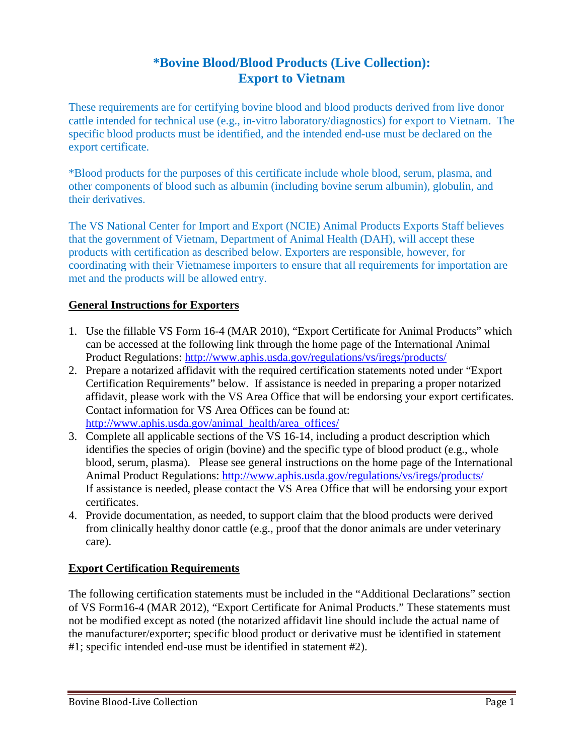# *Bovine Blood/Blood Products (Live Collection): Export to Vietnam

These requirements are for certifying bovine blood and blood products derived from live donor cattle intended for technical use (e.g., in-vitro laboratory/diagnostics) for export to Vietnam. The specific blood products must be identified, and the intended end-use must be declared on the export certificate.

*Blood products for the purposes of this certificate include whole blood, serum, plasma, and other components of blood such as albumin (including bovine serum albumin), globulin, and their derivatives.

The VS National Center for Import and Export (NCIE) Animal Products Exports Staff believes that the government of Vietnam, Department of Animal Health (DAH), will accept these products with certification as described below. Exporters are responsible, however, for coordinating with their Vietnamese importers to ensure that all requirements for importation are met and the products will be allowed entry.

## General Instructions for Exporters

1. Use the fillable VS Form 16-4 (MAR 2010), "Export Certificate for Animal Products" which can be accessed at the following link through the home page of the International Animal Product Regulations: http://www.aphis.usda.gov/regulations/vs/iregs/products/
2. Prepare a notarized affidavit with the required certification statements noted under "Export Certification Requirements" below. If assistance is needed in preparing a proper notarized affidavit, please work with the VS Area Office that will be endorsing your export certificates. Contact information for VS Area Offices can be found at: http://www.aphis.usda.gov/animal_health/area_offices/
3. Complete all applicable sections of the VS 16-14, including a product description which identifies the species of origin (bovine) and the specific type of blood product (e.g., whole blood, serum, plasma). Please see general instructions on the home page of the International Animal Product Regulations: http://www.aphis.usda.gov/regulations/vs/iregs/products/ If assistance is needed, please contact the VS Area Office that will be endorsing your export certificates.
4. Provide documentation, as needed, to support claim that the blood products were derived from clinically healthy donor cattle (e.g., proof that the donor animals are under veterinary care).

## Export Certification Requirements

The following certification statements must be included in the "Additional Declarations" section of VS Form16-4 (MAR 2012), "Export Certificate for Animal Products." These statements must not be modified except as noted (the notarized affidavit line should include the actual name of the manufacturer/exporter; specific blood product or derivative must be identified in statement #1; specific intended end-use must be identified in statement #2).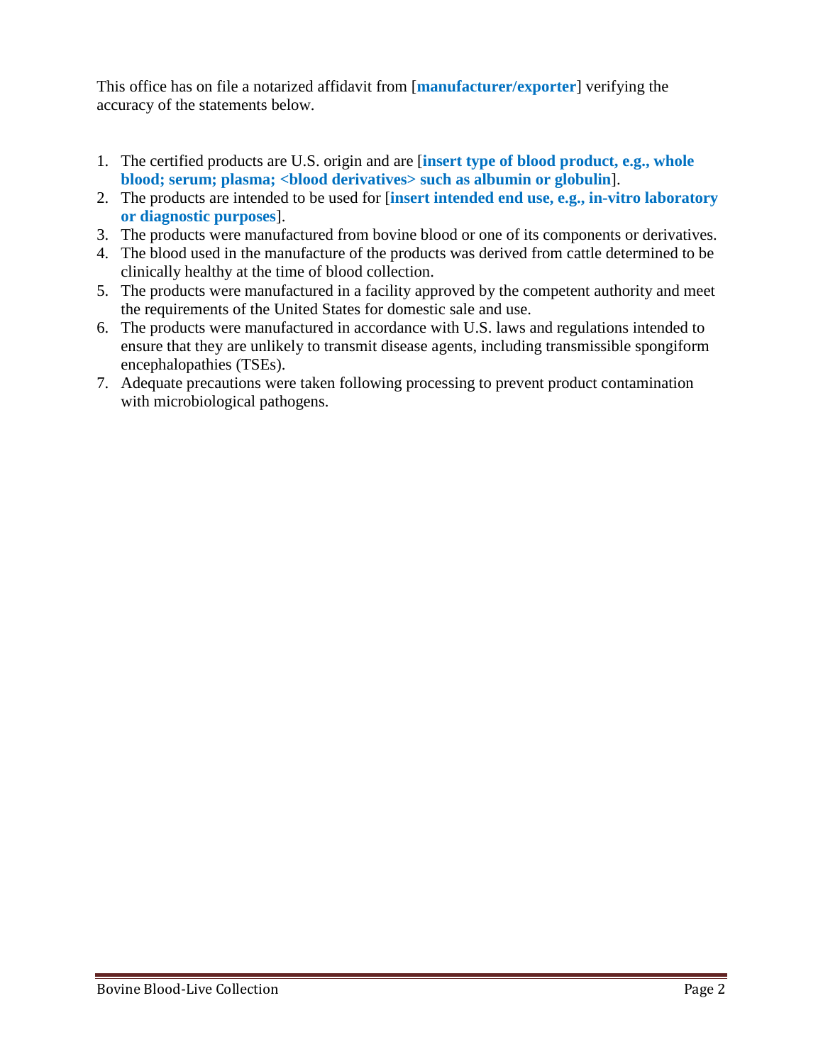This office has on file a notarized affidavit from [**manufacturer/exporter**] verifying the accuracy of the statements below.

1. The certified products are U.S. origin and are [**insert type of blood product, e.g., whole blood; serum; plasma; <blood derivatives> such as albumin or globulin**].
2. The products are intended to be used for [**insert intended end use, e.g., in-vitro laboratory or diagnostic purposes**].
3. The products were manufactured from bovine blood or one of its components or derivatives.
4. The blood used in the manufacture of the products was derived from cattle determined to be clinically healthy at the time of blood collection.
5. The products were manufactured in a facility approved by the competent authority and meet the requirements of the United States for domestic sale and use.
6. The products were manufactured in accordance with U.S. laws and regulations intended to ensure that they are unlikely to transmit disease agents, including transmissible spongiform encephalopathies (TSEs).
7. Adequate precautions were taken following processing to prevent product contamination with microbiological pathogens.